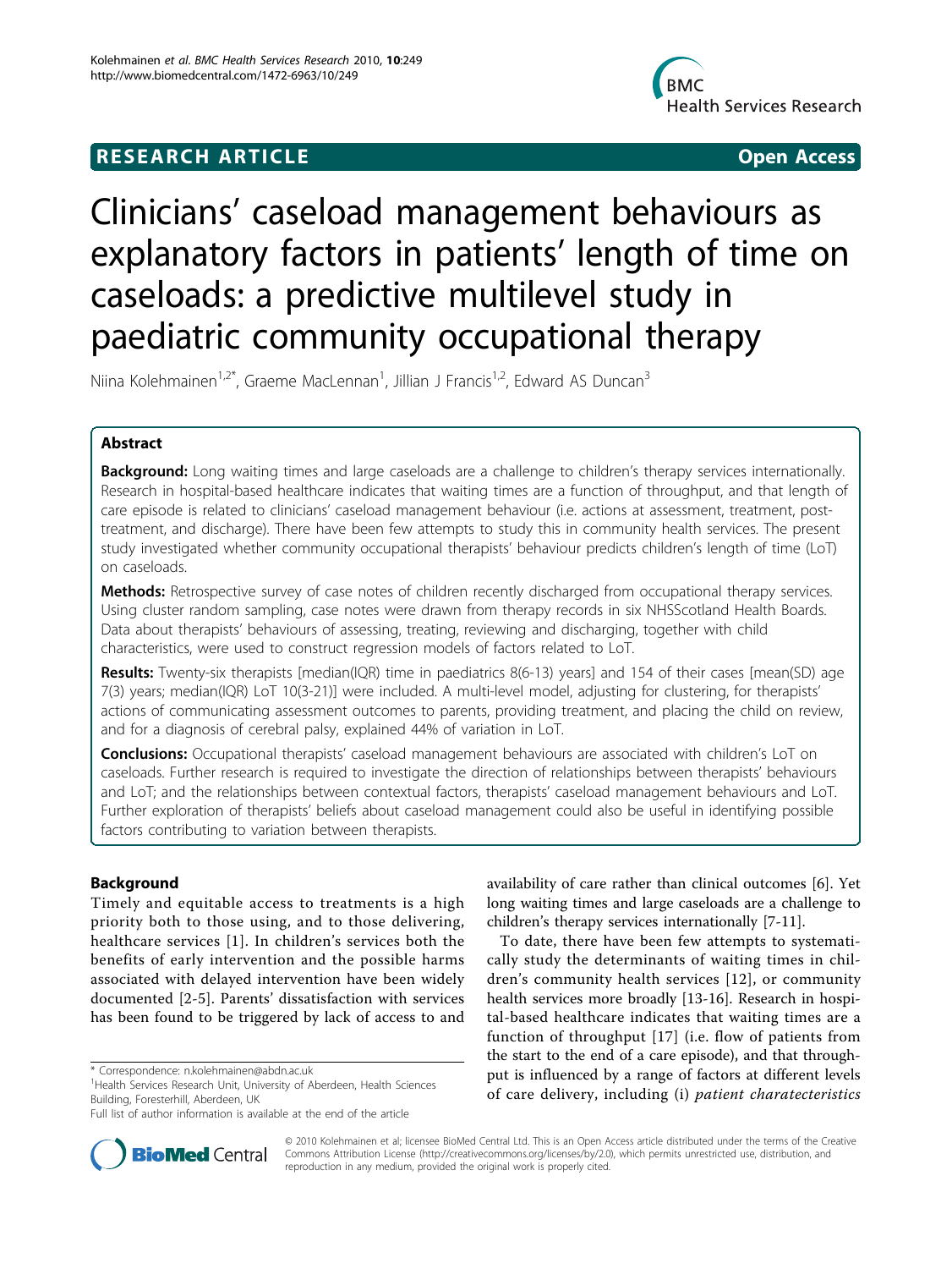RESEARCH ARTICLE **Open Access**

# Clinicians' caseload management behaviours as explanatory factors in patients' length of time on caseloads: a predictive multilevel study in paediatric community occupational therapy

Niina Kolehmainen[1,2*], Graeme MacLennan[1], Jillian J Francis[1,2], Edward AS Duncan[3]

## Abstract

**Background:** Long waiting times and large caseloads are a challenge to children's therapy services internationally. Research in hospital-based healthcare indicates that waiting times are a function of throughput, and that length of care episode is related to clinicians' caseload management behaviour (i.e. actions at assessment, treatment, post-treatment, and discharge). There have been few attempts to study this in community health services. The present study investigated whether community occupational therapists' behaviour predicts children's length of time (LoT) on caseloads.

**Methods:** Retrospective survey of case notes of children recently discharged from occupational therapy services. Using cluster random sampling, case notes were drawn from therapy records in six NHSScotland Health Boards. Data about therapists' behaviours of assessing, treating, reviewing and discharging, together with child characteristics, were used to construct regression models of factors related to LoT.

**Results:** Twenty-six therapists [median(IQR) time in paediatrics 8(6-13) years] and 154 of their cases [mean(SD) age 7(3) years; median(IQR) LoT 10(3-21)] were included. A multi-level model, adjusting for clustering, for therapists' actions of communicating assessment outcomes to parents, providing treatment, and placing the child on review, and for a diagnosis of cerebral palsy, explained 44% of variation in LoT.

**Conclusions:** Occupational therapists' caseload management behaviours are associated with children's LoT on caseloads. Further research is required to investigate the direction of relationships between therapists' behaviours and LoT; and the relationships between contextual factors, therapists' caseload management behaviours and LoT. Further exploration of therapists' beliefs about caseload management could also be useful in identifying possible factors contributing to variation between therapists.

## Background

Timely and equitable access to treatments is a high priority both to those using, and to those delivering, healthcare services [1]. In children's services both the benefits of early intervention and the possible harms associated with delayed intervention have been widely documented [2-5]. Parents' dissatisfaction with services has been found to be triggered by lack of access to and availability of care rather than clinical outcomes [6]. Yet long waiting times and large caseloads are a challenge to children's therapy services internationally [7-11].

To date, there have been few attempts to systematically study the determinants of waiting times in children's community health services [12], or community health services more broadly [13-16]. Research in hospital-based healthcare indicates that waiting times are a function of throughput [17] (i.e. flow of patients from the start to the end of a care episode), and that throughput is influenced by a range of factors at different levels of care delivery, including (i) *patient charactersitics*

* Correspondence: n.kolehmainen@abdn.ac.uk
[1]Health Services Research Unit, University of Aberdeen, Health Sciences Building, Foresterhill, Aberdeen, UK
Full list of author information is available at the end of the article

© 2010 Kolehmainen et al; licensee BioMed Central Ltd. This is an Open Access article distributed under the terms of the Creative Commons Attribution License (http://creativecommons.org/licenses/by/2.0), which permits unrestricted use, distribution, and reproduction in any medium, provided the original work is properly cited.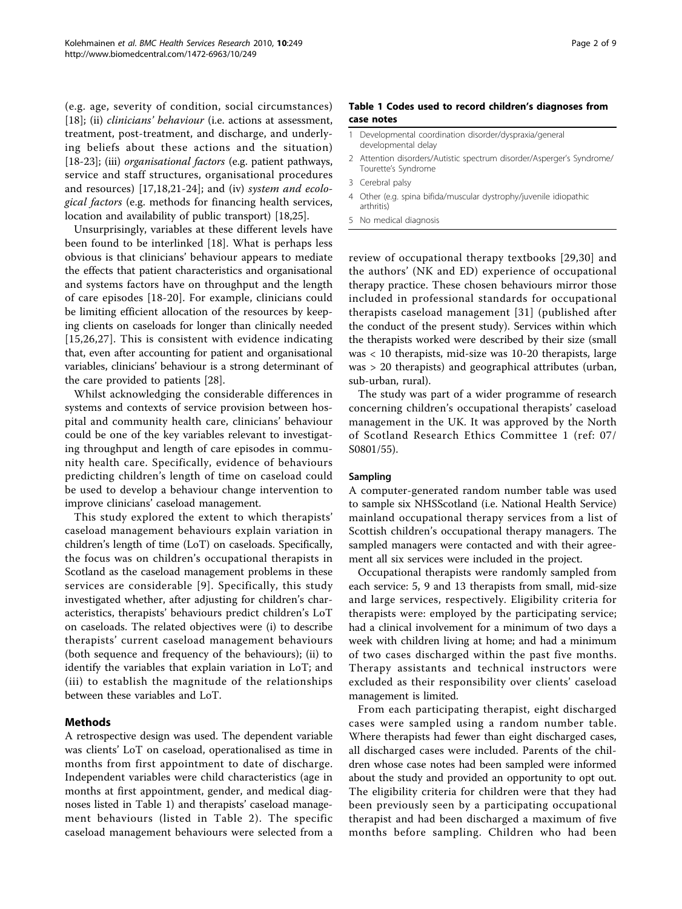(e.g. age, severity of condition, social circumstances) [18]; (ii) *clinicians' behaviour* (i.e. actions at assessment, treatment, post-treatment, and discharge, and underlying beliefs about these actions and the situation) [18-23]; (iii) *organisational factors* (e.g. patient pathways, service and staff structures, organisational procedures and resources) [17,18,21-24]; and (iv) *system and ecological factors* (e.g. methods for financing health services, location and availability of public transport) [18,25].

Unsurprisingly, variables at these different levels have been found to be interlinked [18]. What is perhaps less obvious is that clinicians' behaviour appears to mediate the effects that patient characteristics and organisational and systems factors have on throughput and the length of care episodes [18-20]. For example, clinicians could be limiting efficient allocation of the resources by keeping clients on caseloads for longer than clinically needed [15,26,27]. This is consistent with evidence indicating that, even after accounting for patient and organisational variables, clinicians' behaviour is a strong determinant of the care provided to patients [28].

Whilst acknowledging the considerable differences in systems and contexts of service provision between hospital and community health care, clinicians' behaviour could be one of the key variables relevant to investigating throughput and length of care episodes in community health care. Specifically, evidence of behaviours predicting children's length of time on caseload could be used to develop a behaviour change intervention to improve clinicians' caseload management.

This study explored the extent to which therapists' caseload management behaviours explain variation in children's length of time (LoT) on caseloads. Specifically, the focus was on children's occupational therapists in Scotland as the caseload management problems in these services are considerable [9]. Specifically, this study investigated whether, after adjusting for children's characteristics, therapists' behaviours predict children's LoT on caseloads. The related objectives were (i) to describe therapists' current caseload management behaviours (both sequence and frequency of the behaviours); (ii) to identify the variables that explain variation in LoT; and (iii) to establish the magnitude of the relationships between these variables and LoT.

## Methods

A retrospective design was used. The dependent variable was clients' LoT on caseload, operationalised as time in months from first appointment to date of discharge. Independent variables were child characteristics (age in months at first appointment, gender, and medical diagnoses listed in Table 1) and therapists' caseload management behaviours (listed in Table 2). The specific caseload management behaviours were selected from a review of occupational therapy textbooks [29,30] and the authors' (NK and ED) experience of occupational therapy practice. These chosen behaviours mirror those included in professional standards for occupational therapists caseload management [31] (published after the conduct of the present study). Services within which the therapists worked were described by their size (small was < 10 therapists, mid-size was 10-20 therapists, large was > 20 therapists) and geographical attributes (urban, sub-urban, rural).

**Table 1 Codes used to record children's diagnoses from case notes**

| | |
|---|---|
| 1 | Developmental coordination disorder/dyspraxia/general developmental delay |
| 2 | Attention disorders/Autistic spectrum disorder/Asperger's Syndrome/Tourette's Syndrome |
| 3 | Cerebral palsy |
| 4 | Other (e.g. spina bifida/muscular dystrophy/juvenile idiopathic arthritis) |
| 5 | No medical diagnosis |

The study was part of a wider programme of research concerning children's occupational therapists' caseload management in the UK. It was approved by the North of Scotland Research Ethics Committee 1 (ref: 07/S0801/55).

### Sampling

A computer-generated random number table was used to sample six NHSScotland (i.e. National Health Service) mainland occupational therapy services from a list of Scottish children's occupational therapy managers. The sampled managers were contacted and with their agreement all six services were included in the project.

Occupational therapists were randomly sampled from each service: 5, 9 and 13 therapists from small, mid-size and large services, respectively. Eligibility criteria for therapists were: employed by the participating service; had a clinical involvement for a minimum of two days a week with children living at home; and had a minimum of two cases discharged within the past five months. Therapy assistants and technical instructors were excluded as their responsibility over clients' caseload management is limited.

From each participating therapist, eight discharged cases were sampled using a random number table. Where therapists had fewer than eight discharged cases, all discharged cases were included. Parents of the children whose case notes had been sampled were informed about the study and provided an opportunity to opt out. The eligibility criteria for children were that they had been previously seen by a participating occupational therapist and had been discharged a maximum of five months before sampling. Children who had been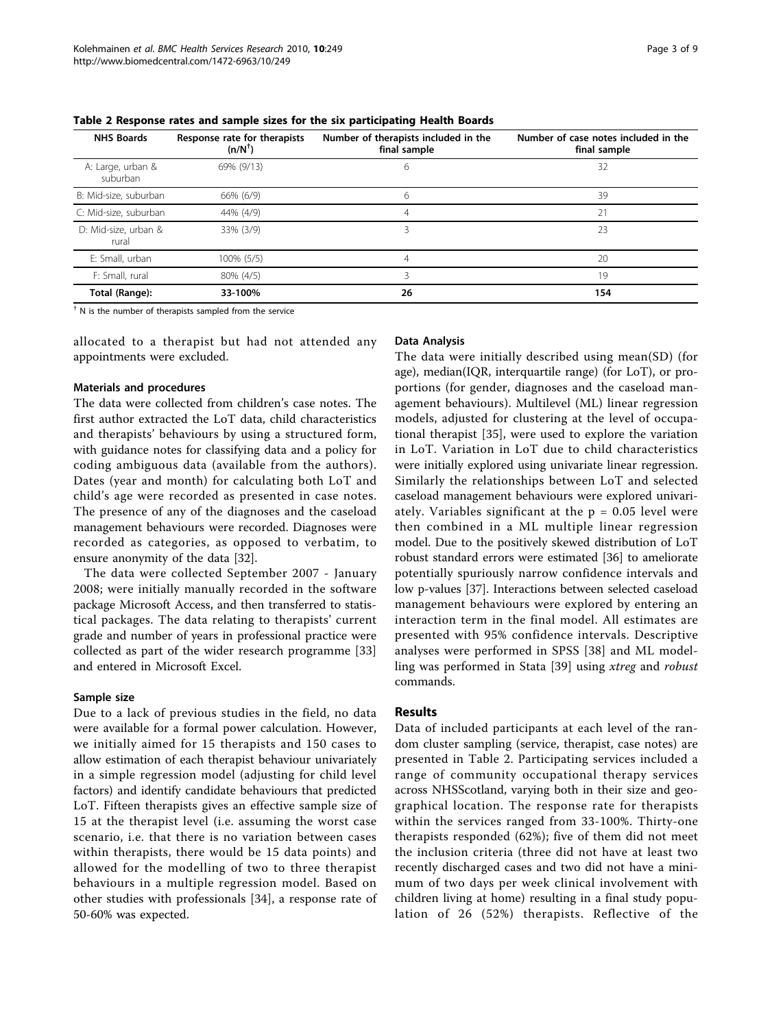**Table 2 Response rates and sample sizes for the six participating Health Boards**

| NHS Boards | Response rate for therapists (n/N[†]) | Number of therapists included in the final sample | Number of case notes included in the final sample |
|---|---|---|---|
| A: Large, urban & suburban | 69% (9/13) | 6 | 32 |
| B: Mid-size, suburban | 66% (6/9) | 6 | 39 |
| C: Mid-size, suburban | 44% (4/9) | 4 | 21 |
| D: Mid-size, urban & rural | 33% (3/9) | 3 | 23 |
| E: Small, urban | 100% (5/5) | 4 | 20 |
| F: Small, rural | 80% (4/5) | 3 | 19 |
| **Total (Range):** | **33-100%** | **26** | **154** |

[†] N is the number of therapists sampled from the service

allocated to a therapist but had not attended any appointments were excluded.

### Materials and procedures

The data were collected from children's case notes. The first author extracted the LoT data, child characteristics and therapists' behaviours by using a structured form, with guidance notes for classifying data and a policy for coding ambiguous data (available from the authors). Dates (year and month) for calculating both LoT and child's age were recorded as presented in case notes. The presence of any of the diagnoses and the caseload management behaviours were recorded. Diagnoses were recorded as categories, as opposed to verbatim, to ensure anonymity of the data [32].

The data were collected September 2007 - January 2008; were initially manually recorded in the software package Microsoft Access, and then transferred to statistical packages. The data relating to therapists' current grade and number of years in professional practice were collected as part of the wider research programme [33] and entered in Microsoft Excel.

### Sample size

Due to a lack of previous studies in the field, no data were available for a formal power calculation. However, we initially aimed for 15 therapists and 150 cases to allow estimation of each therapist behaviour univariately in a simple regression model (adjusting for child level factors) and identify candidate behaviours that predicted LoT. Fifteen therapists gives an effective sample size of 15 at the therapist level (i.e. assuming the worst case scenario, i.e. that there is no variation between cases within therapists, there would be 15 data points) and allowed for the modelling of two to three therapist behaviours in a multiple regression model. Based on other studies with professionals [34], a response rate of 50-60% was expected.

### Data Analysis

The data were initially described using mean(SD) (for age), median(IQR, interquartile range) (for LoT), or proportions (for gender, diagnoses and the caseload management behaviours). Multilevel (ML) linear regression models, adjusted for clustering at the level of occupational therapist [35], were used to explore the variation in LoT. Variation in LoT due to child characteristics were initially explored using univariate linear regression. Similarly the relationships between LoT and selected caseload management behaviours were explored univariately. Variables significant at the $p = 0.05$ level were then combined in a ML multiple linear regression model. Due to the positively skewed distribution of LoT robust standard errors were estimated [36] to ameliorate potentially spuriously narrow confidence intervals and low p-values [37]. Interactions between selected caseload management behaviours were explored by entering an interaction term in the final model. All estimates are presented with 95% confidence intervals. Descriptive analyses were performed in SPSS [38] and ML modelling was performed in Stata [39] using *xtreg* and *robust* commands.

## Results

Data of included participants at each level of the random cluster sampling (service, therapist, case notes) are presented in Table 2. Participating services included a range of community occupational therapy services across NHSScotland, varying both in their size and geographical location. The response rate for therapists within the services ranged from 33-100%. Thirty-one therapists responded (62%); five of them did not meet the inclusion criteria (three did not have at least two recently discharged cases and two did not have a minimum of two days per week clinical involvement with children living at home) resulting in a final study population of 26 (52%) therapists. Reflective of the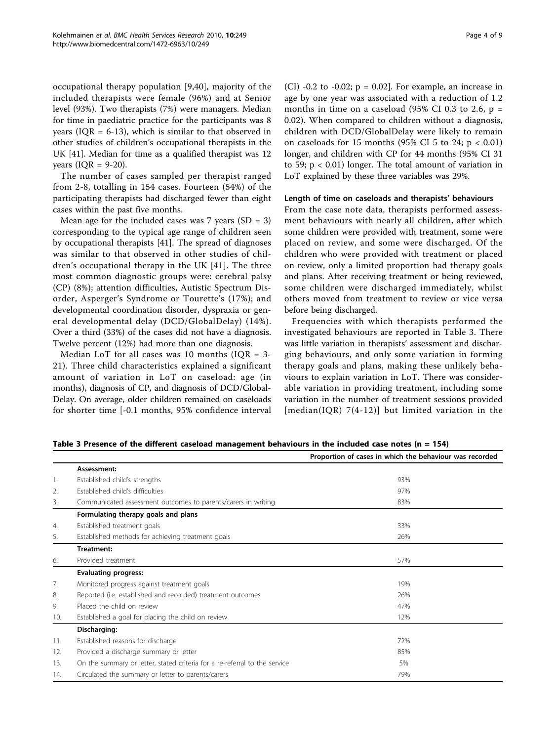occupational therapy population [9,40], majority of the included therapists were female (96%) and at Senior level (93%). Two therapists (7%) were managers. Median for time in paediatric practice for the participants was 8 years (IQR = 6-13), which is similar to that observed in other studies of children's occupational therapists in the UK [41]. Median for time as a qualified therapist was 12 years (IQR = 9-20).

The number of cases sampled per therapist ranged from 2-8, totalling in 154 cases. Fourteen (54%) of the participating therapists had discharged fewer than eight cases within the past five months.

Mean age for the included cases was 7 years (SD = 3) corresponding to the typical age range of children seen by occupational therapists [41]. The spread of diagnoses was similar to that observed in other studies of children's occupational therapy in the UK [41]. The three most common diagnostic groups were: cerebral palsy (CP) (8%); attention difficulties, Autistic Spectrum Disorder, Asperger's Syndrome or Tourette's (17%); and developmental coordination disorder, dyspraxia or general developmental delay (DCD/GlobalDelay) (14%). Over a third (33%) of the cases did not have a diagnosis. Twelve percent (12%) had more than one diagnosis.

Median LoT for all cases was 10 months (IQR = 3-21). Three child characteristics explained a significant amount of variation in LoT on caseload: age (in months), diagnosis of CP, and diagnosis of DCD/GlobalDelay. On average, older children remained on caseloads for shorter time [-0.1 months, 95% confidence interval (CI) -0.2 to -0.02; $p = 0.02$]. For example, an increase in age by one year was associated with a reduction of 1.2 months in time on a caseload (95% CI 0.3 to 2.6, $p = 0.02$). When compared to children without a diagnosis, children with DCD/GlobalDelay were likely to remain on caseloads for 15 months (95% CI 5 to 24; $p < 0.01$) longer, and children with CP for 44 months (95% CI 31 to 59; $p < 0.01$) longer. The total amount of variation in LoT explained by these three variables was 29%.

### Length of time on caseloads and therapists' behaviours

From the case note data, therapists performed assessment behaviours with nearly all children, after which some children were provided with treatment, some were placed on review, and some were discharged. Of the children who were provided with treatment or placed on review, only a limited proportion had therapy goals and plans. After receiving treatment or being reviewed, some children were discharged immediately, whilst others moved from treatment to review or vice versa before being discharged.

Frequencies with which therapists performed the investigated behaviours are reported in Table 3. There was little variation in therapists' assessment and discharging behaviours, and only some variation in forming therapy goals and plans, making these unlikely behaviours to explain variation in LoT. There was considerable variation in providing treatment, including some variation in the number of treatment sessions provided [median(IQR) 7(4-12)] but limited variation in the

**Table 3 Presence of the different caseload management behaviours in the included case notes (n = 154)**

| | | Proportion of cases in which the behaviour was recorded |
|---|---|---|
| | **Assessment:** | |
| 1. | Established child's strengths | 93% |
| 2. | Established child's difficulties | 97% |
| 3. | Communicated assessment outcomes to parents/carers in writing | 83% |
| | **Formulating therapy goals and plans** | |
| 4. | Established treatment goals | 33% |
| 5. | Established methods for achieving treatment goals | 26% |
| | **Treatment:** | |
| 6. | Provided treatment | 57% |
| | **Evaluating progress:** | |
| 7. | Monitored progress against treatment goals | 19% |
| 8. | Reported (i.e. established and recorded) treatment outcomes | 26% |
| 9. | Placed the child on review | 47% |
| 10. | Established a goal for placing the child on review | 12% |
| | **Discharging:** | |
| 11. | Established reasons for discharge | 72% |
| 12. | Provided a discharge summary or letter | 85% |
| 13. | On the summary or letter, stated criteria for a re-referral to the service | 5% |
| 14. | Circulated the summary or letter to parents/carers | 79% |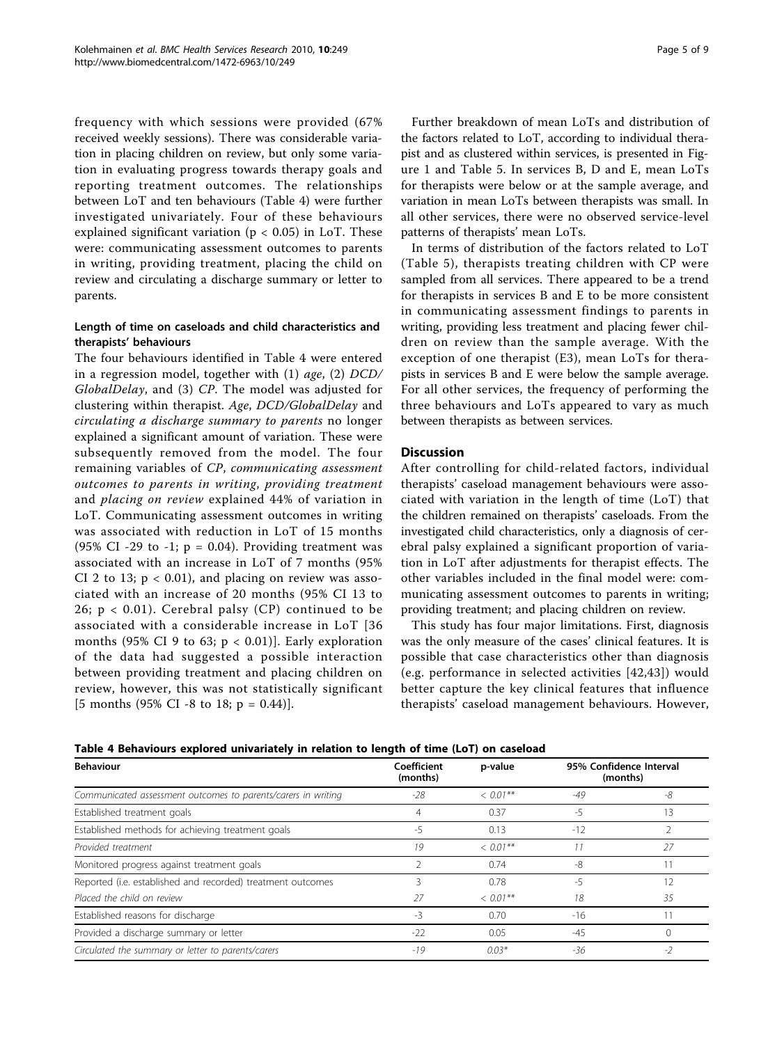frequency with which sessions were provided (67% received weekly sessions). There was considerable variation in placing children on review, but only some variation in evaluating progress towards therapy goals and reporting treatment outcomes. The relationships between LoT and ten behaviours (Table 4) were further investigated univariately. Four of these behaviours explained significant variation ($p < 0.05$) in LoT. These were: communicating assessment outcomes to parents in writing, providing treatment, placing the child on review and circulating a discharge summary or letter to parents.

### Length of time on caseloads and child characteristics and therapists' behaviours

The four behaviours identified in Table 4 were entered in a regression model, together with (1) *age*, (2) *DCD/GlobalDelay*, and (3) *CP*. The model was adjusted for clustering within therapist. *Age*, *DCD/GlobalDelay* and *circulating a discharge summary to parents* no longer explained a significant amount of variation. These were subsequently removed from the model. The four remaining variables of *CP*, *communicating assessment outcomes to parents in writing*, *providing treatment* and *placing on review* explained 44% of variation in LoT. Communicating assessment outcomes in writing was associated with reduction in LoT of 15 months (95% CI -29 to -1; $p = 0.04$). Providing treatment was associated with an increase in LoT of 7 months (95% CI 2 to 13; $p < 0.01$), and placing on review was associated with an increase of 20 months (95% CI 13 to 26; $p < 0.01$). Cerebral palsy (CP) continued to be associated with a considerable increase in LoT [36 months (95% CI 9 to 63; $p < 0.01$)]. Early exploration of the data had suggested a possible interaction between providing treatment and placing children on review, however, this was not statistically significant [5 months (95% CI -8 to 18; $p = 0.44$)].

Further breakdown of mean LoTs and distribution of the factors related to LoT, according to individual therapist and as clustered within services, is presented in Figure 1 and Table 5. In services B, D and E, mean LoTs for therapists were below or at the sample average, and variation in mean LoTs between therapists was small. In all other services, there were no observed service-level patterns of therapists' mean LoTs.

In terms of distribution of the factors related to LoT (Table 5), therapists treating children with CP were sampled from all services. There appeared to be a trend for therapists in services B and E to be more consistent in communicating assessment findings to parents in writing, providing less treatment and placing fewer children on review than the sample average. With the exception of one therapist (E3), mean LoTs for therapists in services B and E were below the sample average. For all other services, the frequency of performing the three behaviours and LoTs appeared to vary as much between therapists as between services.

## Discussion

After controlling for child-related factors, individual therapists' caseload management behaviours were associated with variation in the length of time (LoT) that the children remained on therapists' caseloads. From the investigated child characteristics, only a diagnosis of cerebral palsy explained a significant proportion of variation in LoT after adjustments for therapist effects. The other variables included in the final model were: communicating assessment outcomes to parents in writing; providing treatment; and placing children on review.

This study has four major limitations. First, diagnosis was the only measure of the cases' clinical features. It is possible that case characteristics other than diagnosis (e.g. performance in selected activities [42,43]) would better capture the key clinical features that influence therapists' caseload management behaviours. However,

**Table 4 Behaviours explored univariately in relation to length of time (LoT) on caseload**

| Behaviour | Coefficient (months) | p-value | 95% Confidence Interval (months) | |
|---|---|---|---|---|
| *Communicated assessment outcomes to parents/carers in writing* | *-28* | *< 0.01*** | *-49* | *-8* |
| Established treatment goals | 4 | 0.37 | -5 | 13 |
| Established methods for achieving treatment goals | -5 | 0.13 | -12 | 2 |
| *Provided treatment* | *19* | *< 0.01*** | *11* | *27* |
| Monitored progress against treatment goals | 2 | 0.74 | -8 | 11 |
| Reported (i.e. established and recorded) treatment outcomes | 3 | 0.78 | -5 | 12 |
| *Placed the child on review* | *27* | *< 0.01*** | *18* | *35* |
| Established reasons for discharge | -3 | 0.70 | -16 | 11 |
| Provided a discharge summary or letter | -22 | 0.05 | -45 | 0 |
| *Circulated the summary or letter to parents/carers* | *-19* | *0.03** | *-36* | *-2* |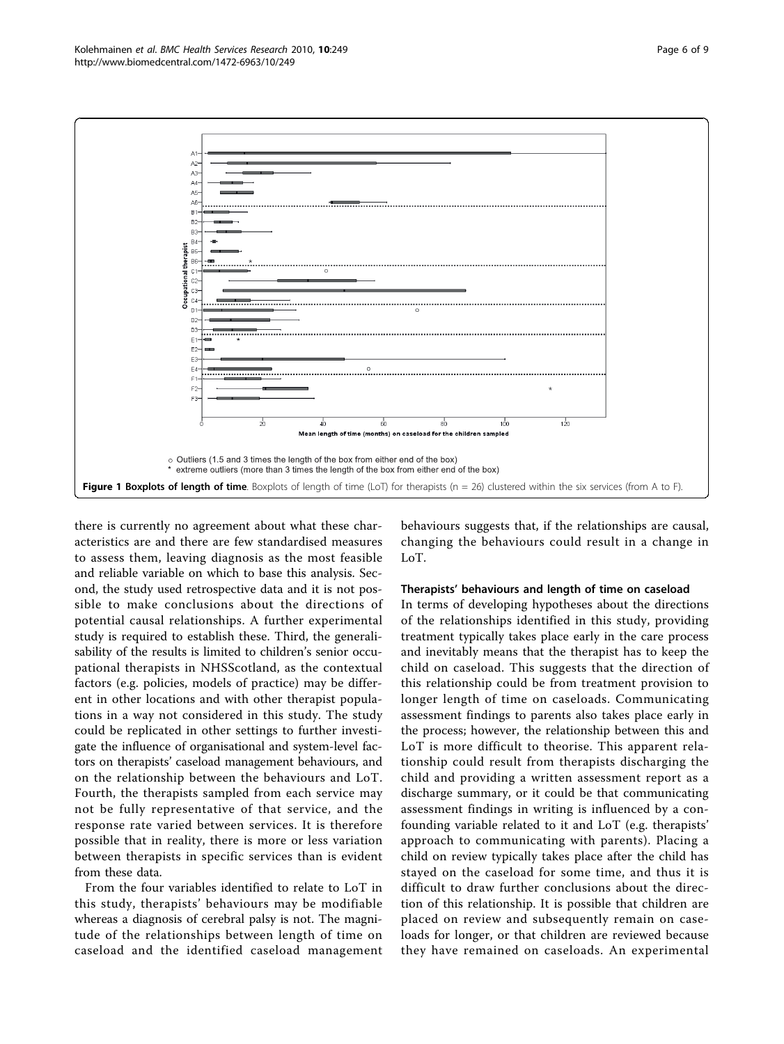Occupational therapist

A1
A2
A3
A4
A5
A6
B1
B2
B3
B4
B5
B6
C1
C2
C3
C4
D1
D2
D3
E1
E2
E3
E4
F1
F2
F3

0 20 40 60 80 100 120

Mean length of time (months) on caseload for the children sampled

○ Outliers (1.5 and 3 times the length of the box from either end of the box)
* extreme outliers (more than 3 times the length of the box from either end of the box)

**Figure 1 Boxplots of length of time**. Boxplots of length of time (LoT) for therapists (n = 26) clustered within the six services (from A to F).

there is currently no agreement about what these characteristics are and there are few standardised measures to assess them, leaving diagnosis as the most feasible and reliable variable on which to base this analysis. Second, the study used retrospective data and it is not possible to make conclusions about the directions of potential causal relationships. A further experimental study is required to establish these. Third, the generalisability of the results is limited to children's senior occupational therapists in NHSScotland, as the contextual factors (e.g. policies, models of practice) may be different in other locations and with other therapist populations in a way not considered in this study. The study could be replicated in other settings to further investigate the influence of organisational and system-level factors on therapists' caseload management behaviours, and on the relationship between the behaviours and LoT. Fourth, the therapists sampled from each service may not be fully representative of that service, and the response rate varied between services. It is therefore possible that in reality, there is more or less variation between therapists in specific services than is evident from these data.

From the four variables identified to relate to LoT in this study, therapists' behaviours may be modifiable whereas a diagnosis of cerebral palsy is not. The magnitude of the relationships between length of time on caseload and the identified caseload management behaviours suggests that, if the relationships are causal, changing the behaviours could result in a change in LoT.

### Therapists' behaviours and length of time on caseload

In terms of developing hypotheses about the directions of the relationships identified in this study, providing treatment typically takes place early in the care process and inevitably means that the therapist has to keep the child on caseload. This suggests that the direction of this relationship could be from treatment provision to longer length of time on caseloads. Communicating assessment findings to parents also takes place early in the process; however, the relationship between this and LoT is more difficult to theorise. This apparent relationship could result from therapists discharging the child and providing a written assessment report as a discharge summary, or it could be that communicating assessment findings in writing is influenced by a confounding variable related to it and LoT (e.g. therapists' approach to communicating with parents). Placing a child on review typically takes place after the child has stayed on the caseload for some time, and thus it is difficult to draw further conclusions about the direction of this relationship. It is possible that children are placed on review and subsequently remain on caseloads for longer, or that children are reviewed because they have remained on caseloads. An experimental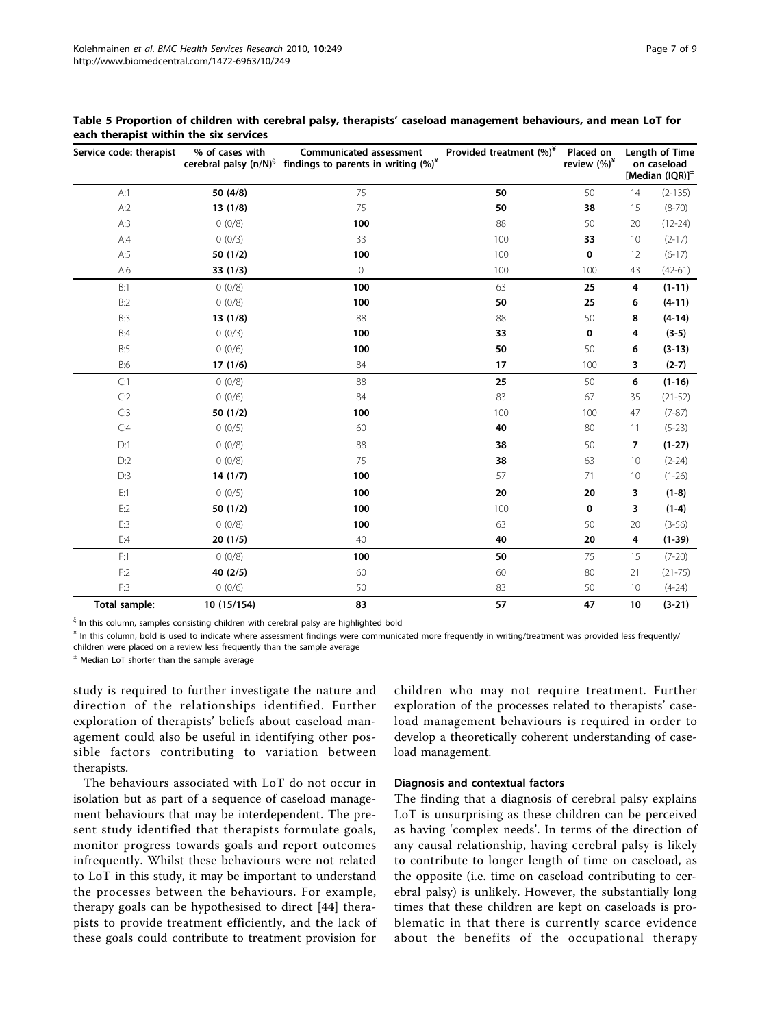**Table 5 Proportion of children with cerebral palsy, therapists' caseload management behaviours, and mean LoT for each therapist within the six services**

| Service code: therapist | % of cases with cerebral palsy (n/N)[ξ] | Communicated assessment findings to parents in writing (%)[¥] | Provided treatment (%)[¥] | Placed on review (%)[¥] | Length of Time on caseload [Median (IQR)][±] | |
|---|---|---|---|---|---|---|
| A:1 | **50 (4/8)** | 75 | **50** | 50 | 14 | (2-135) |
| A:2 | **13 (1/8)** | 75 | **50** | **38** | 15 | (8-70) |
| A:3 | 0 (0/8) | **100** | 88 | 50 | 20 | (12-24) |
| A:4 | 0 (0/3) | 33 | 100 | **33** | 10 | (2-17) |
| A:5 | **50 (1/2)** | **100** | 100 | **0** | 12 | (6-17) |
| A:6 | **33 (1/3)** | 0 | 100 | 100 | 43 | (42-61) |
| B:1 | 0 (0/8) | **100** | 63 | **25** | **4** | **(1-11)** |
| B:2 | 0 (0/8) | **100** | **50** | **25** | **6** | **(4-11)** |
| B:3 | **13 (1/8)** | **88** | 88 | 50 | **8** | **(4-14)** |
| B:4 | 0 (0/3) | **100** | **33** | **0** | **4** | **(3-5)** |
| B:5 | 0 (0/6) | **100** | **50** | 50 | **6** | **(3-13)** |
| B:6 | **17 (1/6)** | 84 | **17** | 100 | **3** | **(2-7)** |
| C:1 | 0 (0/8) | 88 | **25** | 50 | **6** | **(1-16)** |
| C:2 | 0 (0/6) | 84 | 83 | 67 | 35 | (21-52) |
| C:3 | **50 (1/2)** | **100** | 100 | 100 | 47 | (7-87) |
| C:4 | 0 (0/5) | 60 | **40** | 80 | 11 | (5-23) |
| D:1 | 0 (0/8) | 88 | **38** | 50 | **7** | **(1-27)** |
| D:2 | 0 (0/8) | 75 | **38** | 63 | 10 | (2-24) |
| D:3 | **14 (1/7)** | **100** | 57 | 71 | 10 | (1-26) |
| E:1 | 0 (0/5) | **100** | **20** | **20** | **3** | **(1-8)** |
| E:2 | **50 (1/2)** | **100** | 100 | **0** | **3** | **(1-4)** |
| E:3 | 0 (0/8) | **100** | 63 | 50 | 20 | (3-56) |
| E:4 | **20 (1/5)** | 40 | **40** | **20** | **4** | **(1-39)** |
| F:1 | 0 (0/8) | **100** | **50** | 75 | 15 | (7-20) |
| F:2 | **40 (2/5)** | 60 | 60 | 80 | 21 | (21-75) |
| F:3 | 0 (0/6) | 50 | 83 | 50 | 10 | (4-24) |
| **Total sample:** | **10 (15/154)** | **83** | **57** | **47** | **10** | **(3-21)** |

[ξ] In this column, samples consisting children with cerebral palsy are highlighted bold

[¥] In this column, bold is used to indicate where assessment findings were communicated more frequently in writing/treatment was provided less frequently/children were placed on a review less frequently than the sample average

[±] Median LoT shorter than the sample average

study is required to further investigate the nature and direction of the relationships identified. Further exploration of therapists' beliefs about caseload management could also be useful in identifying other possible factors contributing to variation between therapists.

The behaviours associated with LoT do not occur in isolation but as part of a sequence of caseload management behaviours that may be interdependent. The present study identified that therapists formulate goals, monitor progress towards goals and report outcomes infrequently. Whilst these behaviours were not related to LoT in this study, it may be important to understand the processes between the behaviours. For example, therapy goals can be hypothesised to direct [44] therapists to provide treatment efficiently, and the lack of these goals could contribute to treatment provision for children who may not require treatment. Further exploration of the processes related to therapists' caseload management behaviours is required in order to develop a theoretically coherent understanding of caseload management.

### Diagnosis and contextual factors

The finding that a diagnosis of cerebral palsy explains LoT is unsurprising as these children can be perceived as having 'complex needs'. In terms of the direction of any causal relationship, having cerebral palsy is likely to contribute to longer length of time on caseload, as the opposite (i.e. time on caseload contributing to cerebral palsy) is unlikely. However, the substantially long times that these children are kept on caseloads is problematic in that there is currently scarce evidence about the benefits of the occupational therapy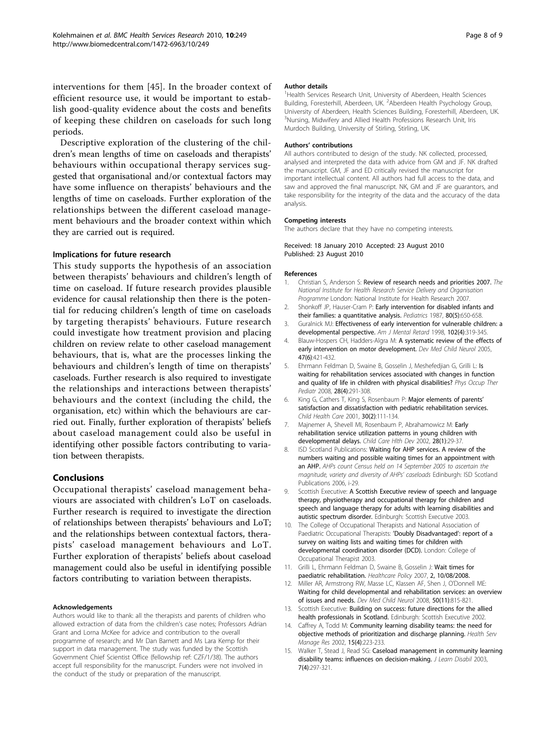interventions for them [45]. In the broader context of efficient resource use, it would be important to establish good-quality evidence about the costs and benefits of keeping these children on caseloads for such long periods.

Descriptive exploration of the clustering of the children's mean lengths of time on caseloads and therapists' behaviours within occupational therapy services suggested that organisational and/or contextual factors may have some influence on therapists' behaviours and the lengths of time on caseloads. Further exploration of the relationships between the different caseload management behaviours and the broader context within which they are carried out is required.

### Implications for future research

This study supports the hypothesis of an association between therapists' behaviours and children's length of time on caseload. If future research provides plausible evidence for causal relationship then there is the potential for reducing children's length of time on caseloads by targeting therapists' behaviours. Future research could investigate how treatment provision and placing children on review relate to other caseload management behaviours, that is, what are the processes linking the behaviours and children's length of time on therapists' caseloads. Further research is also required to investigate the relationships and interactions between therapists' behaviours and the context (including the child, the organisation, etc) within which the behaviours are carried out. Finally, further exploration of therapists' beliefs about caseload management could also be useful in identifying other possible factors contributing to variation between therapists.

## Conclusions

Occupational therapists' caseload management behaviours are associated with children's LoT on caseloads. Further research is required to investigate the direction of relationships between therapists' behaviours and LoT; and the relationships between contextual factors, therapists' caseload management behaviours and LoT. Further exploration of therapists' beliefs about caseload management could also be useful in identifying possible factors contributing to variation between therapists.

#### Acknowledgements

Authors would like to thank: all the therapists and parents of children who allowed extraction of data from the children's case notes; Professors Adrian Grant and Lorna McKee for advice and contribution to the overall programme of research; and Mr Dan Barnett and Ms Lara Kemp for their support in data management. The study was funded by the Scottish Government Chief Scientist Office (fellowship ref: CZF/1/38). The authors accept full responsibility for the manuscript. Funders were not involved in the conduct of the study or preparation of the manuscript.

#### Author details

[1]Health Services Research Unit, University of Aberdeen, Health Sciences Building, Foresterhill, Aberdeen, UK. [2]Aberdeen Health Psychology Group, University of Aberdeen, Health Sciences Building, Foresterhill, Aberdeen, UK. [3]Nursing, Midwifery and Allied Health Professions Research Unit, Iris Murdoch Building, University of Stirling, Stirling, UK.

#### Authors' contributions

All authors contributed to design of the study. NK collected, processed, analysed and interpreted the data with advice from GM and JF. NK drafted the manuscript. GM, JF and ED critically revised the manuscript for important intellectual content. All authors had full access to the data, and saw and approved the final manuscript. NK, GM and JF are guarantors, and take responsibility for the integrity of the data and the accuracy of the data analysis.

#### Competing interests

The authors declare that they have no competing interests.

Received: 18 January 2010 Accepted: 23 August 2010
Published: 23 August 2010

#### References

1. Christian S, Anderson S: **Review of research needs and priorities 2007.** *The National Institute for Health Research Service Delivery and Organisation Programme* London: National Institute for Health Research 2007.
2. Shonkoff JP, Hauser-Cram P: **Early intervention for disabled infants and their families: a quantitative analysis.** *Pediatrics* 1987, **80(5)**:650-658.
3. Guralnick MJ: **Effectiveness of early intervention for vulnerable children: a developmental perspective.** *Am J Mental Retard* 1998, **102(4)**:319-345.
4. Blauw-Hospers CH, Hadders-Algra M: **A systematic review of the effects of early intervention on motor development.** *Dev Med Child Neurol* 2005, **47(6)**:421-432.
5. Ehrmann Feldman D, Swaine B, Gosselin J, Meshefedjian G, Grilli L: **Is waiting for rehabilitation services associated with changes in function and quality of life in children with physical disabilities?** *Phys Occup Ther Pediatr* 2008, **28(4)**:291-308.
6. King G, Cathers T, King S, Rosenbaum P: **Major elements of parents' satisfaction and dissatisfaction with pediatric rehabilitation services.** *Child Health Care* 2001, **30(2)**:111-134.
7. Majnemer A, Shevell MI, Rosenbaum P, Abrahamowicz M: **Early rehabilitation service utilization patterns in young children with developmental delays.** *Child Care Hlth Dev* 2002, **28(1)**:29-37.
8. ISD Scotland Publications: **Waiting for AHP services. A review of the numbers waiting and possible waiting times for an appointment with an AHP.** *AHPs count Census held on 14 September 2005 to ascertain the magnitude, variety and diversity of AHPs' caseloads* Edinburgh: ISD Scotland Publications 2006, i-29.
9. Scottish Executive: **A Scottish Executive review of speech and language therapy, physiotherapy and occupational therapy for children and speech and language therapy for adults with learning disabilities and autistic spectrum disorder.** Edinburgh: Scottish Executive 2003.
10. The College of Occupational Therapists and National Association of Paediatric Occupational Therapists: **'Doubly Disadvantaged': report of a survey on waiting lists and waiting times for children with developmental coordination disorder (DCD).** London: College of Occupational Therapist 2003.
11. Grilli L, Ehrmann Feldman D, Swaine B, Gosselin J: **Wait times for paediatric rehabilitation.** *Healthcare Policy* 2007, **2**, 10/08/2008.
12. Miller AR, Armstrong RW, Masse LC, Klassen AF, Shen J, O'Donnell ME: **Waiting for child developmental and rehabilitation services: an overview of issues and needs.** *Dev Med Child Neurol* 2008, **50(11)**:815-821.
13. Scottish Executive: **Building on success: future directions for the allied health professionals in Scotland.** Edinburgh: Scottish Executive 2002.
14. Caffrey A, Todd M: **Community learning disability teams: the need for objective methods of prioritization and discharge planning.** *Health Serv Manage Res* 2002, **15(4)**:223-233.
15. Walker T, Stead J, Read SG: **Caseload management in community learning disability teams: influences on decision-making.** *J Learn Disabil* 2003, **7(4)**:297-321.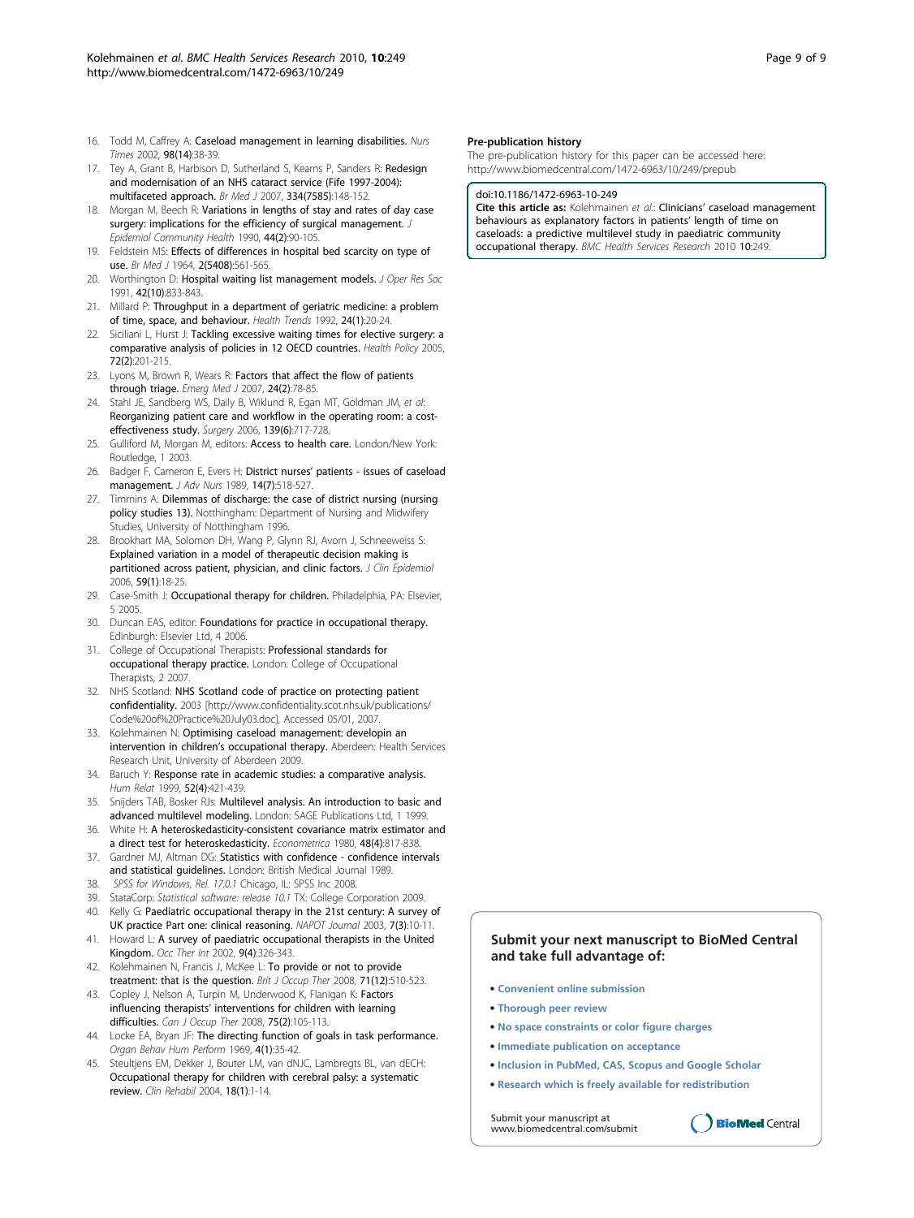16. Todd M, Caffrey A: **Caseload management in learning disabilities.** *Nurs Times* 2002, **98(14)**:38-39.
17. Tey A, Grant B, Harbison D, Sutherland S, Kearns P, Sanders R: **Redesign and modernisation of an NHS cataract service (Fife 1997-2004): multifaceted approach.** *Br Med J* 2007, **334(7585)**:148-152.
18. Morgan M, Beech R: **Variations in lengths of stay and rates of day case surgery: implications for the efficiency of surgical management.** *J Epidemiol Community Health* 1990, **44(2)**:90-105.
19. Feldstein MS: **Effects of differences in hospital bed scarcity on type of use.** *Br Med J* 1964, **2(5408)**:561-565.
20. Worthington D: **Hospital waiting list management models.** *J Oper Res Soc* 1991, **42(10)**:833-843.
21. Millard P: **Throughput in a department of geriatric medicine: a problem of time, space, and behaviour.** *Health Trends* 1992, **24(1)**:20-24.
22. Siciliani L, Hurst J: **Tackling excessive waiting times for elective surgery: a comparative analysis of policies in 12 OECD countries.** *Health Policy* 2005, **72(2)**:201-215.
23. Lyons M, Brown R, Wears R: **Factors that affect the flow of patients through triage.** *Emerg Med J* 2007, **24(2)**:78-85.
24. Stahl JE, Sandberg WS, Daily B, Wiklund R, Egan MT, Goldman JM, *et al*: **Reorganizing patient care and workflow in the operating room: a cost-effectiveness study.** *Surgery* 2006, **139(6)**:717-728.
25. Gulliford M, Morgan M, editors: **Access to health care.** London/New York: Routledge, 1 2003.
26. Badger F, Cameron E, Evers H: **District nurses' patients - issues of caseload management.** *J Adv Nurs* 1989, **14(7)**:518-527.
27. Timmins A: **Dilemmas of discharge: the case of district nursing (nursing policy studies 13).** Notthingham: Department of Nursing and Midwifery Studies, University of Notthingham 1996.
28. Brookhart MA, Solomon DH, Wang P, Glynn RJ, Avorn J, Schneeweiss S: **Explained variation in a model of therapeutic decision making is partitioned across patient, physician, and clinic factors.** *J Clin Epidemiol* 2006, **59(1)**:18-25.
29. Case-Smith J: **Occupational therapy for children.** Philadelphia, PA: Elsevier, 5 2005.
30. Duncan EAS, editor: **Foundations for practice in occupational therapy.** Edinburgh: Elsevier Ltd, 4 2006.
31. College of Occupational Therapists: **Professional standards for occupational therapy practice.** London: College of Occupational Therapists, 2 2007.
32. NHS Scotland: **NHS Scotland code of practice on protecting patient confidentiality.** 2003 [http://www.confidentiality.scot.nhs.uk/publications/Code%20of%20Practice%20July03.doc], Accessed 05/01, 2007.
33. Kolehmainen N: **Optimising caseload management: developin an intervention in children's occupational therapy.** Aberdeen: Health Services Research Unit, University of Aberdeen 2009.
34. Baruch Y: **Response rate in academic studies: a comparative analysis.** *Hum Relat* 1999, **52(4)**:421-439.
35. Snijders TAB, Bosker RJs: **Multilevel analysis. An introduction to basic and advanced multilevel modeling.** London: SAGE Publications Ltd, 1 1999.
36. White H: **A heteroskedasticity-consistent covariance matrix estimator and a direct test for heteroskedasticity.** *Econometrica* 1980, **48(4)**:817-838.
37. Gardner MJ, Altman DG: **Statistics with confidence - confidence intervals and statistical guidelines.** London: British Medical Journal 1989.
38. *SPSS for Windows, Rel. 17.0.1* Chicago, IL: SPSS Inc 2008.
39. StataCorp: *Statistical software: release 10.1* TX: College Corporation 2009.
40. Kelly G: **Paediatric occupational therapy in the 21st century: A survey of UK practice Part one: clinical reasoning.** *NAPOT Journal* 2003, **7(3)**:10-11.
41. Howard L: **A survey of paediatric occupational therapists in the United Kingdom.** *Occ Ther Int* 2002, **9(4)**:326-343.
42. Kolehmainen N, Francis J, McKee L: **To provide or not to provide treatment: that is the question.** *Brit J Occup Ther* 2008, **71(12)**:510-523.
43. Copley J, Nelson A, Turpin M, Underwood K, Flanigan K: **Factors influencing therapists' interventions for children with learning difficulties.** *Can J Occup Ther* 2008, **75(2)**:105-113.
44. Locke EA, Bryan JF: **The directing function of goals in task performance.** *Organ Behav Hum Perform* 1969, **4(1)**:35-42.
45. Steultjens EM, Dekker J, Bouter LM, van dNJC, Lambregts BL, van dECH: **Occupational therapy for children with cerebral palsy: a systematic review.** *Clin Rehabil* 2004, **18(1)**:1-14.

### Pre-publication history

The pre-publication history for this paper can be accessed here: http://www.biomedcentral.com/1472-6963/10/249/prepub

doi:10.1186/1472-6963-10-249

**Cite this article as:** Kolehmainen *et al.*: Clinicians' caseload management behaviours as explanatory factors in patients' length of time on caseloads: a predictive multilevel study in paediatric community occupational therapy. *BMC Health Services Research* 2010 **10**:249.

**Submit your next manuscript to BioMed Central and take full advantage of:**

- **Convenient online submission**
- **Thorough peer review**
- **No space constraints or color figure charges**
- **Immediate publication on acceptance**
- **Inclusion in PubMed, CAS, Scopus and Google Scholar**
- **Research which is freely available for redistribution**

Submit your manuscript at www.biomedcentral.com/submit

BioMed Central